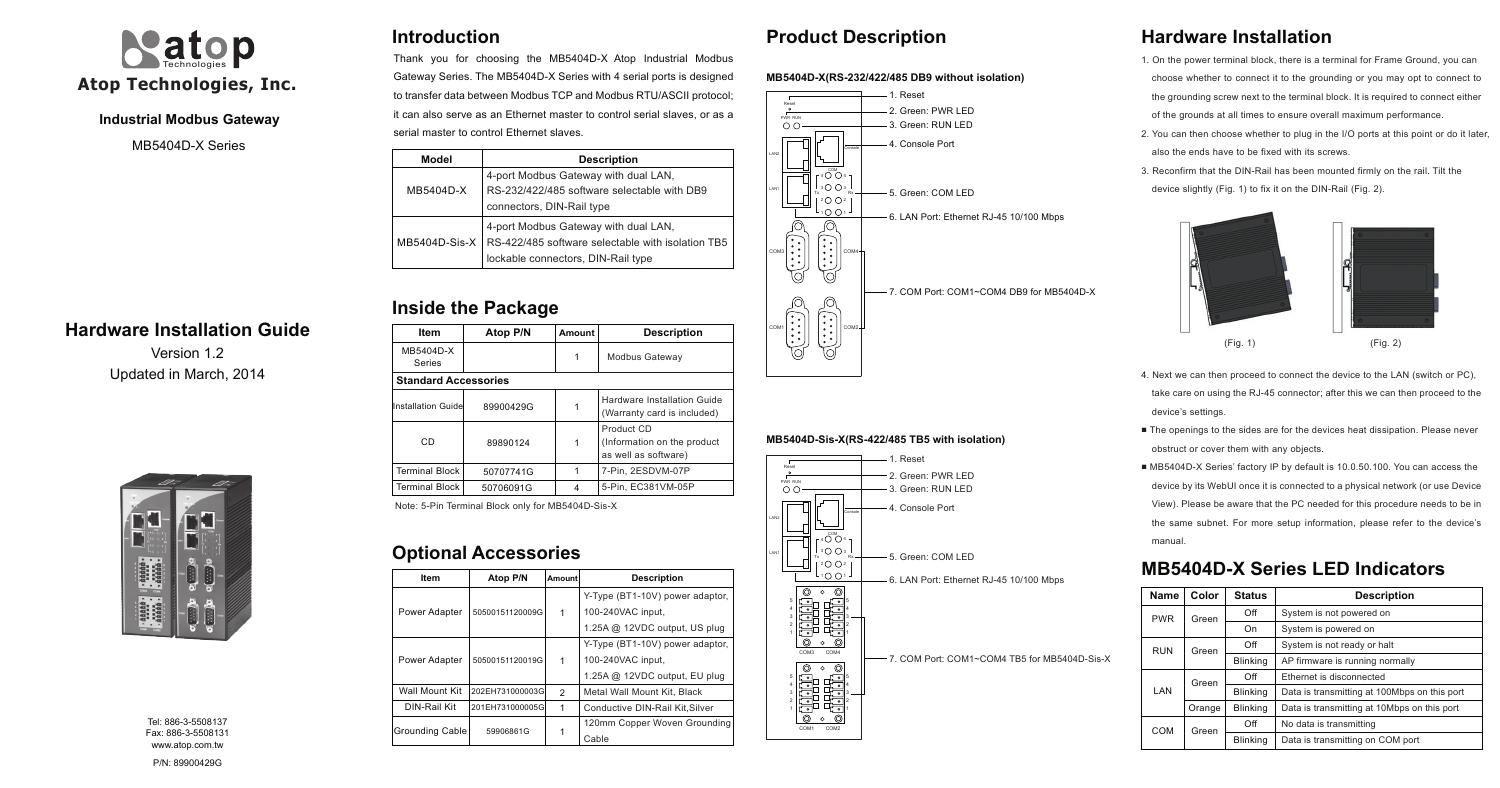# Atop Technologies, Inc.

**Industrial Modbus Gateway**

MB5404D-X Series

## Hardware Installation Guide

Version 1.2
Updated in March, 2014

Tel: 886-3-5508137
Fax: 886-3-5508131
www.atop.com.tw

P/N: 89900429G

## Introduction

Thank you for choosing the MB5404D-X Atop Industrial Modbus Gateway Series. The MB5404D-X Series with 4 serial ports is designed to transfer data between Modbus TCP and Modbus RTU/ASCII protocol; it can also serve as an Ethernet master to control serial slaves, or as a serial master to control Ethernet slaves.

| Model | Description |
|---|---|
| MB5404D-X | 4-port Modbus Gateway with dual LAN, RS-232/422/485 software selectable with DB9 connectors, DIN-Rail type |
| MB5404D-Sis-X | 4-port Modbus Gateway with dual LAN, RS-422/485 software selectable with isolation TB5 lockable connectors, DIN-Rail type |

## Inside the Package

| Item | Atop P/N | Amount | Description |
|---|---|---|---|
| MB5404D-X Series | | 1 | Modbus Gateway |
| **Standard Accessories** | | | |
| Installation Guide | 89900429G | 1 | Hardware Installation Guide (Warranty card is included) |
| CD | 89890124 | 1 | Product CD (Information on the product as well as software) |
| Terminal Block | 50707741G | 1 | 7-Pin, 2ESDVM-07P |
| Terminal Block | 50706091G | 4 | 5-Pin, EC381VM-05P |

Note: 5-Pin Terminal Block only for MB5404D-Sis-X

## Optional Accessories

| Item | Atop P/N | Amount | Description |
|---|---|---|---|
| Power Adapter | 50500151120009G | 1 | Y-Type (BT1-10V) power adaptor, 100-240VAC input, 1.25A @ 12VDC output, US plug |
| Power Adapter | 50500151120019G | 1 | Y-Type (BT1-10V) power adaptor, 100-240VAC input, 1.25A @ 12VDC output, EU plug |
| Wall Mount Kit | 202EH731000003G | 2 | Metal Wall Mount Kit, Black |
| DIN-Rail Kit | 201EH731000005G | 1 | Conductive DIN-Rail Kit,Silver |
| Grounding Cable | 59906861G | 1 | 120mm Copper Woven Grounding Cable |

## Product Description

**MB5404D-X(RS-232/422/485 DB9 without isolation)**

1. Reset
2. Green: PWR LED
3. Green: RUN LED
4. Console Port
5. Green: COM LED
6. LAN Port: Ethernet RJ-45 10/100 Mbps
7. COM Port: COM1~COM4 DB9 for MB5404D-X

**MB5404D-Sis-X(RS-422/485 TB5 with isolation)**

1. Reset
2. Green: PWR LED
3. Green: RUN LED
4. Console Port
5. Green: COM LED
6. LAN Port: Ethernet RJ-45 10/100 Mbps
7. COM Port: COM1~COM4 TB5 for MB5404D-Sis-X

## Hardware Installation

1. On the power terminal block, there is a terminal for Frame Ground, you can choose whether to connect it to the grounding or you may opt to connect to the grounding screw next to the terminal block. It is required to connect either of the grounds at all times to ensure overall maximum performance.
2. You can then choose whether to plug in the I/O ports at this point or do it later, also the ends have to be fixed with its screws.
3. Reconfirm that the DIN-Rail has been mounted firmly on the rail. Tilt the device slightly (Fig. 1) to fix it on the DIN-Rail (Fig. 2).

(Fig. 1) (Fig. 2)

4. Next we can then proceed to connect the device to the LAN (switch or PC), take care on using the RJ-45 connector; after this we can then proceed to the device's settings.

- The openings to the sides are for the devices heat dissipation. Please never obstruct or cover them with any objects.
- MB5404D-X Series' factory IP by default is 10.0.50.100. You can access the device by its WebUI once it is connected to a physical network (or use Device View). Please be aware that the PC needed for this procedure needs to be in the same subnet. For more setup information, please refer to the device's manual.

## MB5404D-X Series LED Indicators

| Name | Color | Status | Description |
|---|---|---|---|
| PWR | Green | Off | System is not powered on |
| | | On | System is powered on |
| RUN | Green | Off | System is not ready or halt |
| | | Blinking | AP firmware is running normally |
| LAN | Green | Off | Ethernet is disconnected |
| | | Blinking | Data is transmitting at 100Mbps on this port |
| | Orange | Blinking | Data is transmitting at 10Mbps on this port |
| COM | Green | Off | No data is transmitting |
| | | Blinking | Data is transmitting on COM port |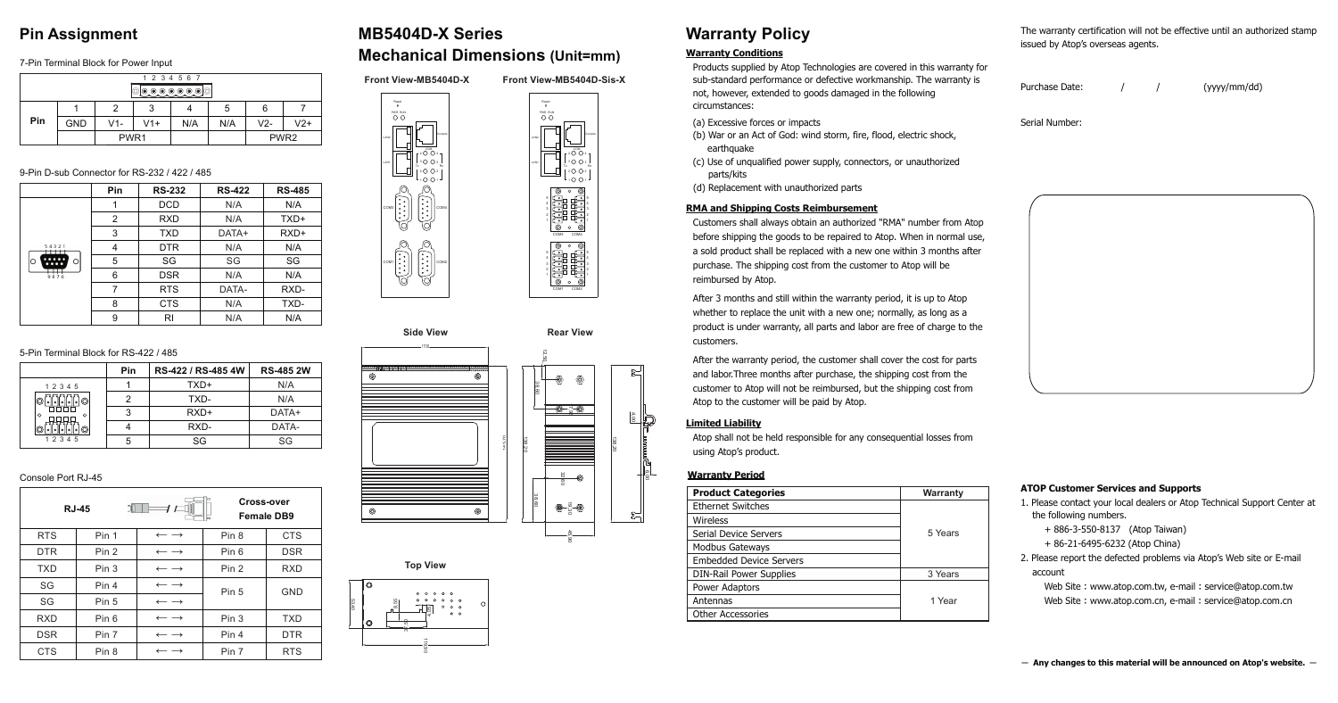## Pin Assignment

7-Pin Terminal Block for Power Input

| | 1 | 2 | 3 | 4 | 5 | 6 | 7 |
|---|---|---|---|---|---|---|---|
| Pin | GND | V1- | V1+ | N/A | N/A | V2- | V2+ |
| | | PWR1 | | | | PWR2 | |

9-Pin D-sub Connector for RS-232 / 422 / 485

| Pin | RS-232 | RS-422 | RS-485 |
|---|---|---|---|
| 1 | DCD | N/A | N/A |
| 2 | RXD | N/A | TXD+ |
| 3 | TXD | DATA+ | RXD+ |
| 4 | DTR | N/A | N/A |
| 5 | SG | SG | SG |
| 6 | DSR | N/A | N/A |
| 7 | RTS | DATA- | RXD- |
| 8 | CTS | N/A | TXD- |
| 9 | RI | N/A | N/A |

5-Pin Terminal Block for RS-422 / 485

| Pin | RS-422 / RS-485 4W | RS-485 2W |
|---|---|---|
| 1 | TXD+ | N/A |
| 2 | TXD- | N/A |
| 3 | RXD+ | DATA+ |
| 4 | RXD- | DATA- |
| 5 | SG | SG |

Console Port RJ-45

| RJ-45 | | | Cross-over Female DB9 | |
|---|---|---|---|---|
| RTS | Pin 1 | ←→ | Pin 8 | CTS |
| DTR | Pin 2 | ←→ | Pin 6 | DSR |
| TXD | Pin 3 | ←→ | Pin 2 | RXD |
| SG | Pin 4 | ←→ | Pin 5 | GND |
| SG | Pin 5 | ←→ | | |
| RXD | Pin 6 | ←→ | Pin 3 | TXD |
| DSR | Pin 7 | ←→ | Pin 4 | DTR |
| CTS | Pin 8 | ←→ | Pin 7 | RTS |

## MB5404D-X Series Mechanical Dimensions (Unit=mm)

Front View-MB5404D-X

Front View-MB5404D-Sis-X

Side View

Rear View

Top View

## Warranty Policy

### Warranty Conditions

Products supplied by Atop Technologies are covered in this warranty for sub-standard performance or defective workmanship. The warranty is not, however, extended to goods damaged in the following circumstances:

(a) Excessive forces or impacts
(b) War or an Act of God: wind storm, fire, flood, electric shock, earthquake
(c) Use of unqualified power supply, connectors, or unauthorized parts/kits
(d) Replacement with unauthorized parts

### RMA and Shipping Costs Reimbursement

Customers shall always obtain an authorized "RMA" number from Atop before shipping the goods to be repaired to Atop. When in normal use, a sold product shall be replaced with a new one within 3 months after purchase. The shipping cost from the customer to Atop will be reimbursed by Atop.

After 3 months and still within the warranty period, it is up to Atop whether to replace the unit with a new one; normally, as long as a product is under warranty, all parts and labor are free of charge to the customers.

After the warranty period, the customer shall cover the cost for parts and labor.Three months after purchase, the shipping cost from the customer to Atop will not be reimbursed, but the shipping cost from Atop to the customer will be paid by Atop.

### Limited Liability

Atop shall not be held responsible for any consequential losses from using Atop's product.

### Warranty Period

| Product Categories | Warranty |
|---|---|
| Ethernet Switches | 5 Years |
| Wireless | |
| Serial Device Servers | |
| Modbus Gateways | |
| Embedded Device Servers | |
| DIN-Rail Power Supplies | 3 Years |
| Power Adaptors | 1 Year |
| Antennas | |
| Other Accessories | |

The warranty certification will not be effective until an authorized stamp issued by Atop's overseas agents.

Purchase Date: / / (yyyy/mm/dd)

Serial Number:

### ATOP Customer Services and Supports

1. Please contact your local dealers or Atop Technical Support Center at the following numbers.
   + 886-3-550-8137 (Atop Taiwan)
   + 86-21-6495-6232 (Atop China)
2. Please report the defected problems via Atop's Web site or E-mail account
   Web Site : www.atop.com.tw, e-mail : service@atop.com.tw
   Web Site : www.atop.com.cn, e-mail : service@atop.com.cn

— **Any changes to this material will be announced on Atop's website.** —